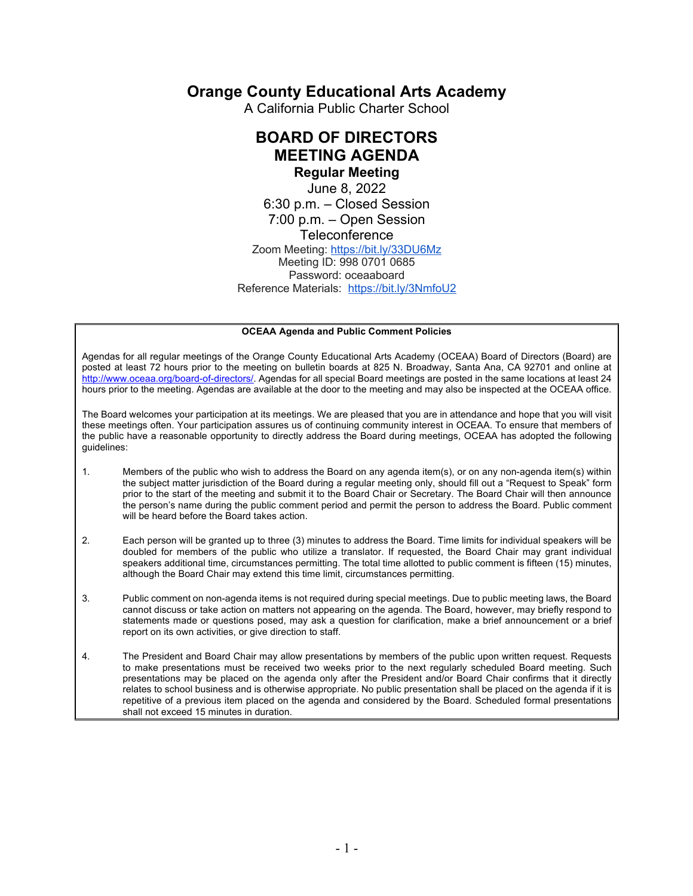# Orange County Educational Arts Academy

A California Public Charter School

## BOARD OF DIRECTORS MEETING AGENDA

### Regular Meeting

June 8, 2022

6:30 p.m. – Closed Session

7:00 p.m. – Open Session

Teleconference

Zoom Meeting: https://bit.ly/33DU6Mz

Meeting ID: 998 0701 0685

Password: oceaaboard

Reference Materials: https://bit.ly/3NmfoU2

---

**OCEAA Agenda and Public Comment Policies**

Agendas for all regular meetings of the Orange County Educational Arts Academy (OCEAA) Board of Directors (Board) are posted at least 72 hours prior to the meeting on bulletin boards at 825 N. Broadway, Santa Ana, CA 92701 and online at http://www.oceaa.org/board-of-directors/. Agendas for all special Board meetings are posted in the same locations at least 24 hours prior to the meeting. Agendas are available at the door to the meeting and may also be inspected at the OCEAA office.

The Board welcomes your participation at its meetings. We are pleased that you are in attendance and hope that you will visit these meetings often. Your participation assures us of continuing community interest in OCEAA. To ensure that members of the public have a reasonable opportunity to directly address the Board during meetings, OCEAA has adopted the following guidelines:

1. Members of the public who wish to address the Board on any agenda item(s), or on any non-agenda item(s) within the subject matter jurisdiction of the Board during a regular meeting only, should fill out a "Request to Speak" form prior to the start of the meeting and submit it to the Board Chair or Secretary. The Board Chair will then announce the person's name during the public comment period and permit the person to address the Board. Public comment will be heard before the Board takes action.

2. Each person will be granted up to three (3) minutes to address the Board. Time limits for individual speakers will be doubled for members of the public who utilize a translator. If requested, the Board Chair may grant individual speakers additional time, circumstances permitting. The total time allotted to public comment is fifteen (15) minutes, although the Board Chair may extend this time limit, circumstances permitting.

3. Public comment on non-agenda items is not required during special meetings. Due to public meeting laws, the Board cannot discuss or take action on matters not appearing on the agenda. The Board, however, may briefly respond to statements made or questions posed, may ask a question for clarification, make a brief announcement or a brief report on its own activities, or give direction to staff.

4. The President and Board Chair may allow presentations by members of the public upon written request. Requests to make presentations must be received two weeks prior to the next regularly scheduled Board meeting. Such presentations may be placed on the agenda only after the President and/or Board Chair confirms that it directly relates to school business and is otherwise appropriate. No public presentation shall be placed on the agenda if it is repetitive of a previous item placed on the agenda and considered by the Board. Scheduled formal presentations shall not exceed 15 minutes in duration.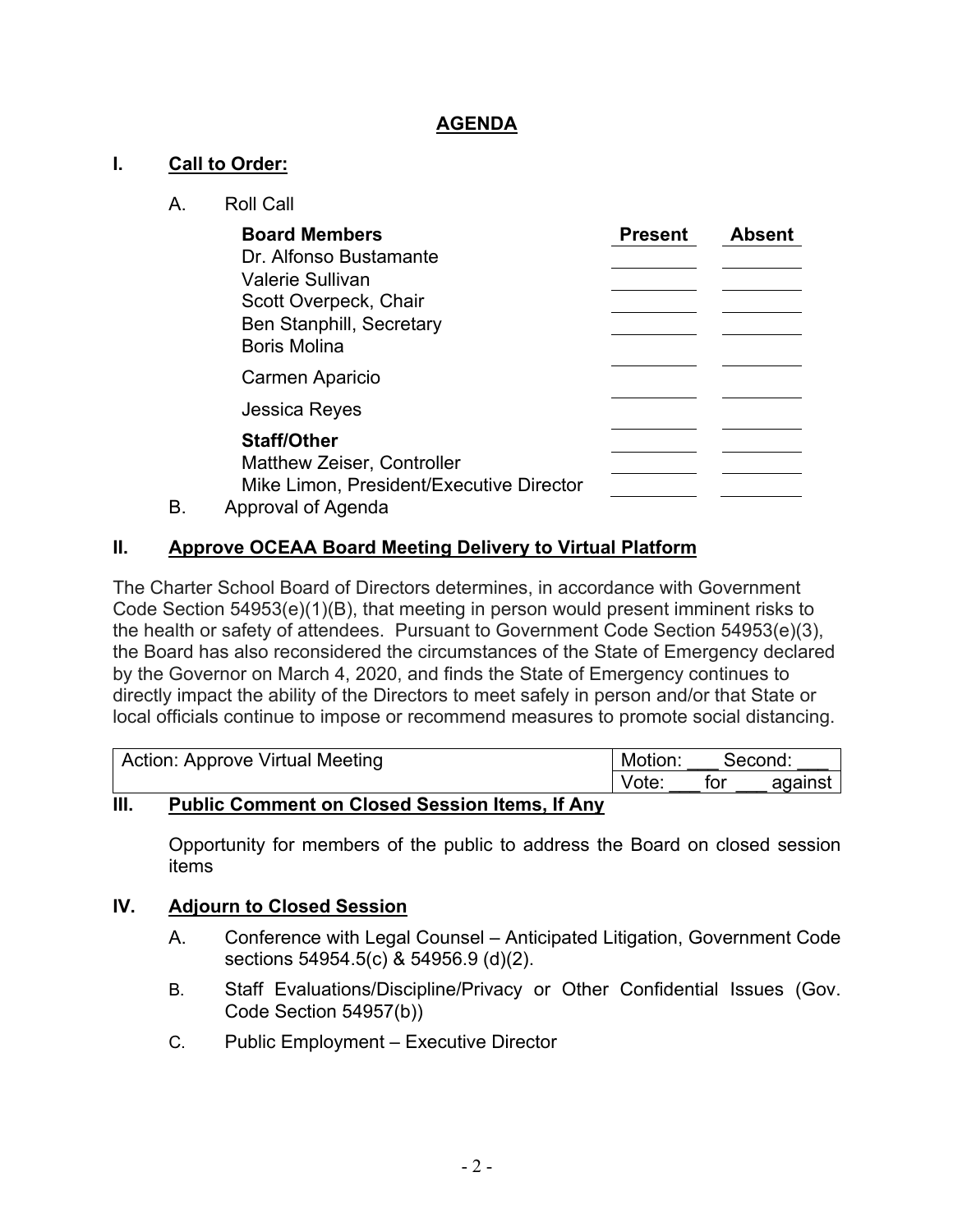# AGENDA

## I. Call to Order:

A. Roll Call

| Board Members | Present | Absent |
|---|---|---|
| Dr. Alfonso Bustamante | | |
| Valerie Sullivan | | |
| Scott Overpeck, Chair | | |
| Ben Stanphill, Secretary | | |
| Boris Molina | | |
| Carmen Aparicio | | |
| Jessica Reyes | | |
| **Staff/Other** | | |
| Matthew Zeiser, Controller | | |
| Mike Limon, President/Executive Director | | |

B. Approval of Agenda

## II. Approve OCEAA Board Meeting Delivery to Virtual Platform

The Charter School Board of Directors determines, in accordance with Government Code Section 54953(e)(1)(B), that meeting in person would present imminent risks to the health or safety of attendees. Pursuant to Government Code Section 54953(e)(3), the Board has also reconsidered the circumstances of the State of Emergency declared by the Governor on March 4, 2020, and finds the State of Emergency continues to directly impact the ability of the Directors to meet safely in person and/or that State or local officials continue to impose or recommend measures to promote social distancing.

| Action: Approve Virtual Meeting | Motion: ___ Second: ___ |
|---|---|
| | Vote: ___ for ___ against |

## III. Public Comment on Closed Session Items, If Any

Opportunity for members of the public to address the Board on closed session items

## IV. Adjourn to Closed Session

A. Conference with Legal Counsel – Anticipated Litigation, Government Code sections 54954.5(c) & 54956.9 (d)(2).

B. Staff Evaluations/Discipline/Privacy or Other Confidential Issues (Gov. Code Section 54957(b))

C. Public Employment – Executive Director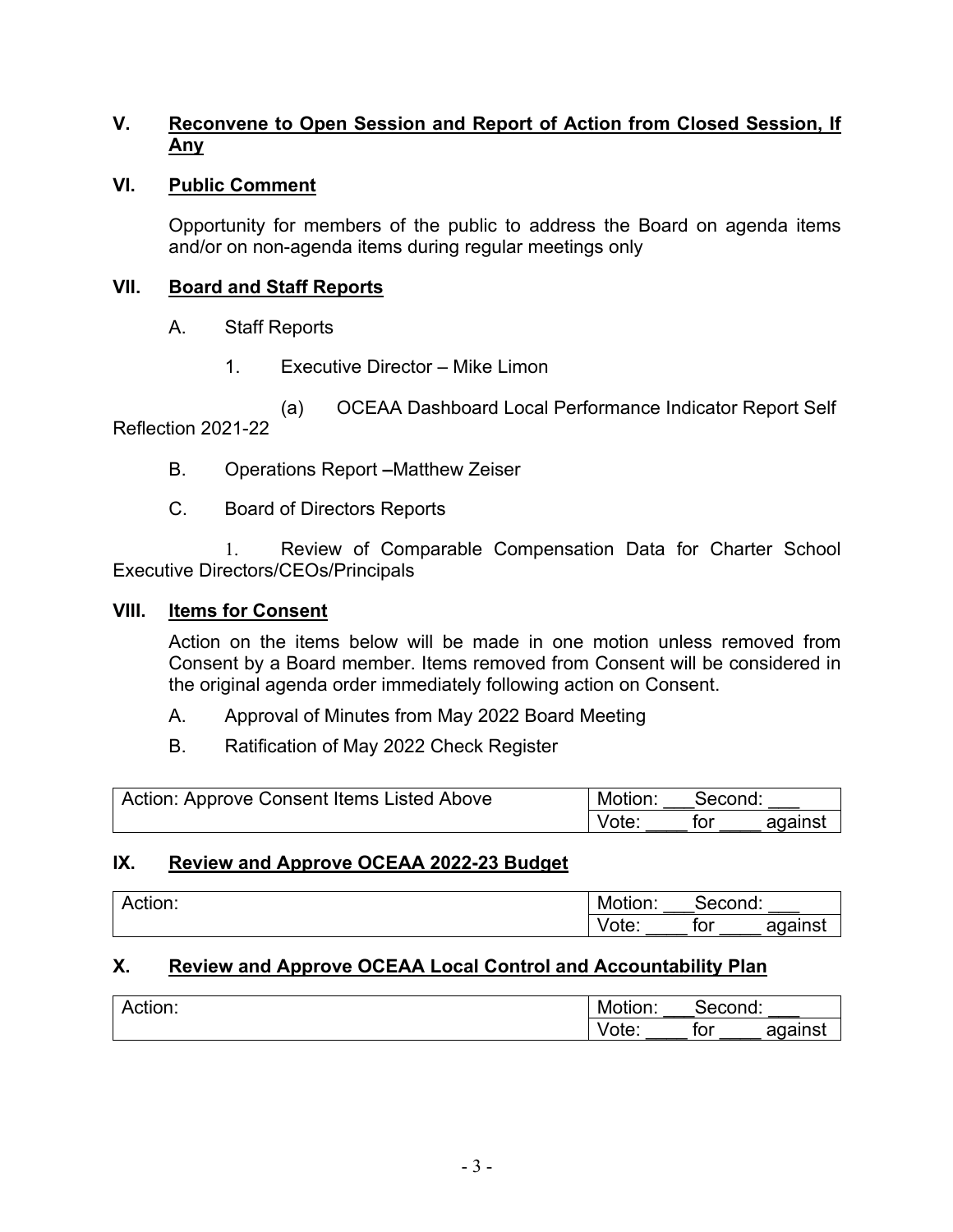## V. Reconvene to Open Session and Report of Action from Closed Session, If Any

## VI. Public Comment

Opportunity for members of the public to address the Board on agenda items and/or on non-agenda items during regular meetings only

## VII. Board and Staff Reports

A. Staff Reports

1. Executive Director – Mike Limon

(a) OCEAA Dashboard Local Performance Indicator Report Self Reflection 2021-22

B. Operations Report –Matthew Zeiser

C. Board of Directors Reports

1. Review of Comparable Compensation Data for Charter School Executive Directors/CEOs/Principals

## VIII. Items for Consent

Action on the items below will be made in one motion unless removed from Consent by a Board member. Items removed from Consent will be considered in the original agenda order immediately following action on Consent.

A. Approval of Minutes from May 2022 Board Meeting

B. Ratification of May 2022 Check Register

| Action: Approve Consent Items Listed Above | Motion: ___Second: ___ |
|---|---|
| | Vote: ____ for ____ against |

## IX. Review and Approve OCEAA 2022-23 Budget

| Action: | Motion: ___Second: ___ |
|---|---|
| | Vote: ____ for ____ against |

## X. Review and Approve OCEAA Local Control and Accountability Plan

| Action: | Motion: ___Second: ___ |
|---|---|
| | Vote: ____ for ____ against |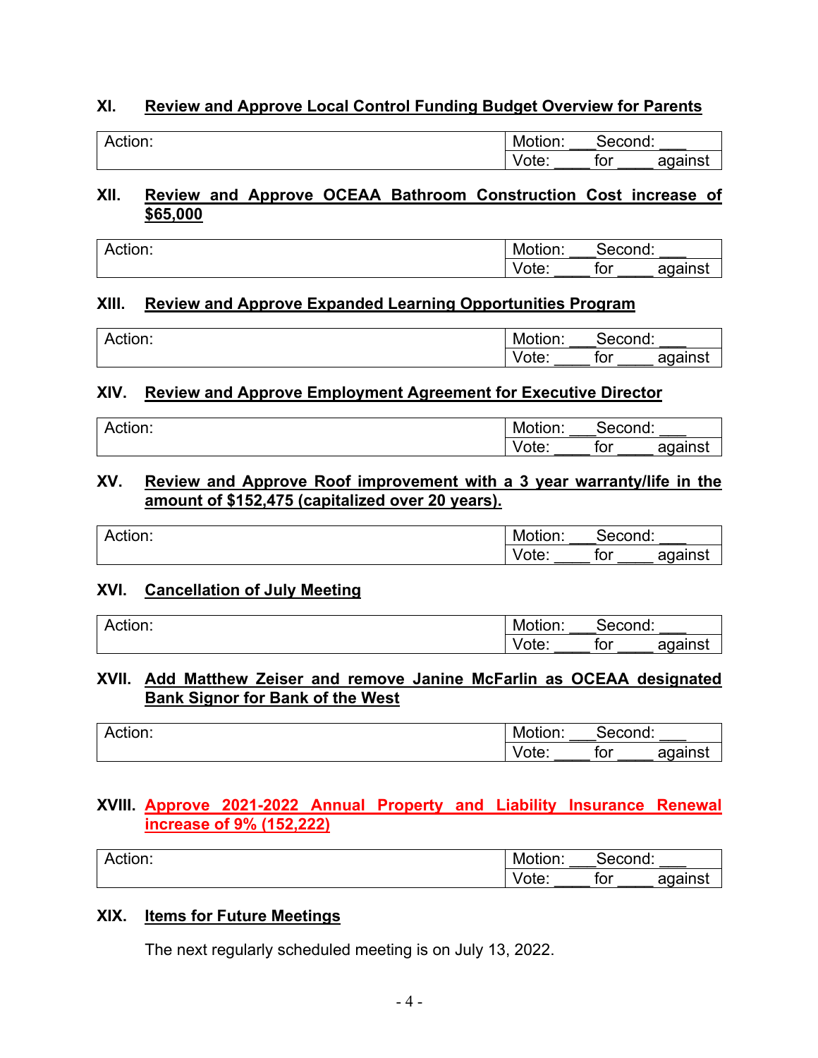## XI. Review and Approve Local Control Funding Budget Overview for Parents

| Action: | Motion: ___ Second: ___<br>Vote: ____ for ____ against |
|---|---|

## XII. Review and Approve OCEAA Bathroom Construction Cost increase of $65,000

| Action: | Motion: ___ Second: ___<br>Vote: ____ for ____ against |
|---|---|

## XIII. Review and Approve Expanded Learning Opportunities Program

| Action: | Motion: ___ Second: ___<br>Vote: ____ for ____ against |
|---|---|

## XIV. Review and Approve Employment Agreement for Executive Director

| Action: | Motion: ___ Second: ___<br>Vote: ____ for ____ against |
|---|---|

## XV. Review and Approve Roof improvement with a 3 year warranty/life in the amount of $152,475 (capitalized over 20 years).

| Action: | Motion: ___ Second: ___<br>Vote: ____ for ____ against |
|---|---|

## XVI. Cancellation of July Meeting

| Action: | Motion: ___ Second: ___<br>Vote: ____ for ____ against |
|---|---|

## XVII. Add Matthew Zeiser and remove Janine McFarlin as OCEAA designated Bank Signor for Bank of the West

| Action: | Motion: ___ Second: ___<br>Vote: ____ for ____ against |
|---|---|

## XVIII. Approve 2021-2022 Annual Property and Liability Insurance Renewal increase of 9% (152,222)

| Action: | Motion: ___ Second: ___<br>Vote: ____ for ____ against |
|---|---|

## XIX. Items for Future Meetings

The next regularly scheduled meeting is on July 13, 2022.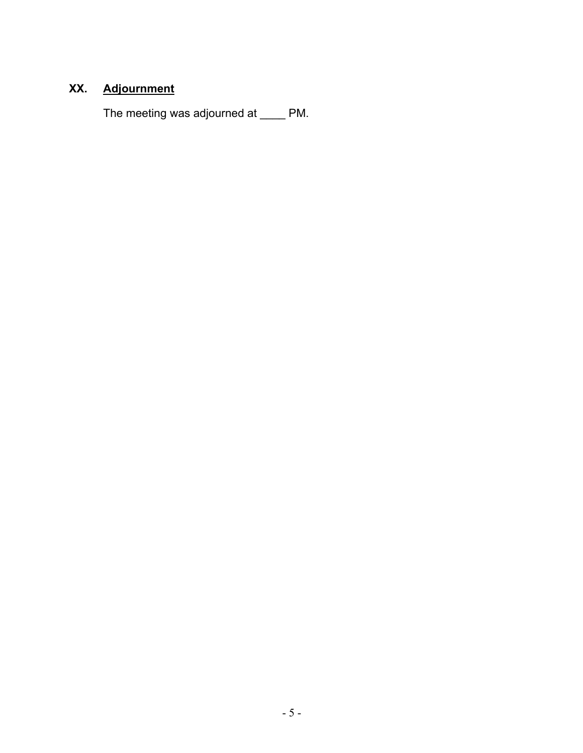## XX. Adjournment

The meeting was adjourned at ____ PM.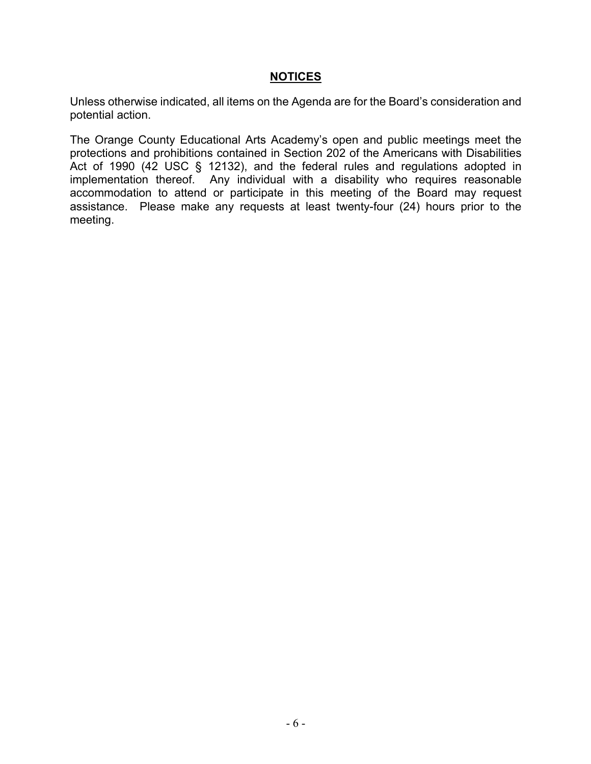## NOTICES

Unless otherwise indicated, all items on the Agenda are for the Board's consideration and potential action.

The Orange County Educational Arts Academy's open and public meetings meet the protections and prohibitions contained in Section 202 of the Americans with Disabilities Act of 1990 (42 USC § 12132), and the federal rules and regulations adopted in implementation thereof. Any individual with a disability who requires reasonable accommodation to attend or participate in this meeting of the Board may request assistance. Please make any requests at least twenty-four (24) hours prior to the meeting.